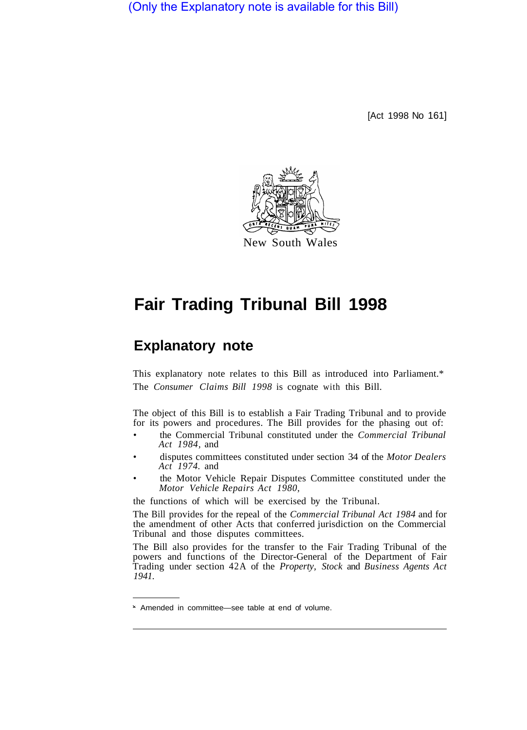(Only the Explanatory note is available for this Bill)

[Act 1998 No 161]

New South Wales

# Fair Trading Tribunal Bill 1998

## Explanatory note

This explanatory note relates to this Bill as introduced into Parliament.*
The *Consumer Claims Bill 1998* is cognate with this Bill.

The object of this Bill is to establish a Fair Trading Tribunal and to provide for its powers and procedures. The Bill provides for the phasing out of:

- the Commercial Tribunal constituted under the *Commercial Tribunal Act 1984*, and
- disputes committees constituted under section 34 of the *Motor Dealers Act 1974*, and
- the Motor Vehicle Repair Disputes Committee constituted under the *Motor Vehicle Repairs Act 1980*,

the functions of which will be exercised by the Tribunal.

The Bill provides for the repeal of the *Commercial Tribunal Act 1984* and for the amendment of other Acts that conferred jurisdiction on the Commercial Tribunal and those disputes committees.

The Bill also provides for the transfer to the Fair Trading Tribunal of the powers and functions of the Director-General of the Department of Fair Trading under section 42A of the *Property, Stock and Business Agents Act 1941*.

* Amended in committee—see table at end of volume.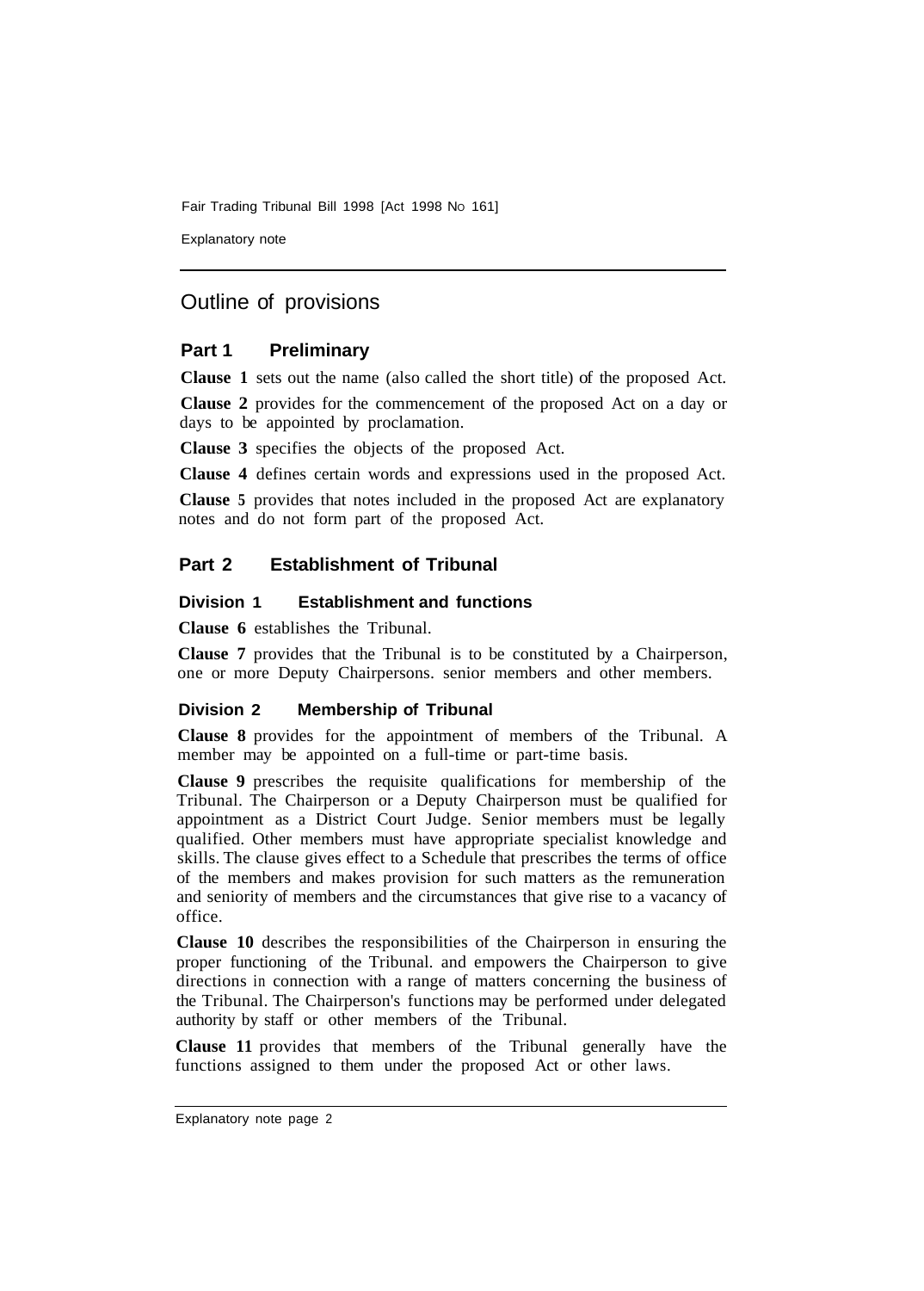## Outline of provisions

### Part 1 Preliminary

**Clause 1** sets out the name (also called the short title) of the proposed Act.

**Clause 2** provides for the commencement of the proposed Act on a day or days to be appointed by proclamation.

**Clause 3** specifies the objects of the proposed Act.

**Clause 4** defines certain words and expressions used in the proposed Act.

**Clause 5** provides that notes included in the proposed Act are explanatory notes and do not form part of the proposed Act.

### Part 2 Establishment of Tribunal

#### Division 1 Establishment and functions

**Clause 6** establishes the Tribunal.

**Clause 7** provides that the Tribunal is to be constituted by a Chairperson, one or more Deputy Chairpersons. senior members and other members.

#### Division 2 Membership of Tribunal

**Clause 8** provides for the appointment of members of the Tribunal. A member may be appointed on a full-time or part-time basis.

**Clause 9** prescribes the requisite qualifications for membership of the Tribunal. The Chairperson or a Deputy Chairperson must be qualified for appointment as a District Court Judge. Senior members must be legally qualified. Other members must have appropriate specialist knowledge and skills. The clause gives effect to a Schedule that prescribes the terms of office of the members and makes provision for such matters as the remuneration and seniority of members and the circumstances that give rise to a vacancy of office.

**Clause 10** describes the responsibilities of the Chairperson in ensuring the proper functioning of the Tribunal. and empowers the Chairperson to give directions in connection with a range of matters concerning the business of the Tribunal. The Chairperson's functions may be performed under delegated authority by staff or other members of the Tribunal.

**Clause 11** provides that members of the Tribunal generally have the functions assigned to them under the proposed Act or other laws.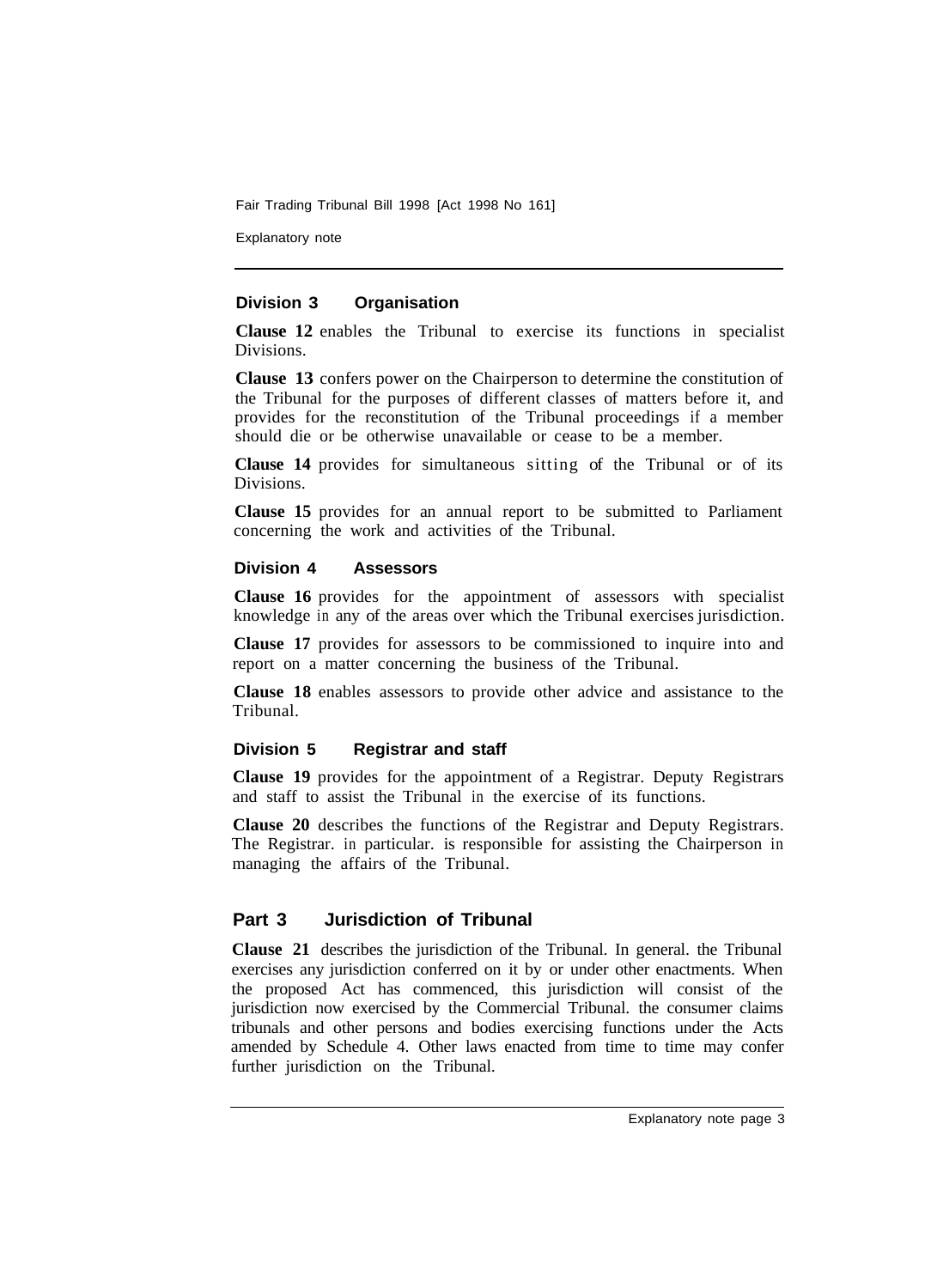### Division 3 Organisation

**Clause 12** enables the Tribunal to exercise its functions in specialist Divisions.

**Clause 13** confers power on the Chairperson to determine the constitution of the Tribunal for the purposes of different classes of matters before it, and provides for the reconstitution of the Tribunal proceedings if a member should die or be otherwise unavailable or cease to be a member.

**Clause 14** provides for simultaneous sitting of the Tribunal or of its Divisions.

**Clause 15** provides for an annual report to be submitted to Parliament concerning the work and activities of the Tribunal.

### Division 4 Assessors

**Clause 16** provides for the appointment of assessors with specialist knowledge in any of the areas over which the Tribunal exercises jurisdiction.

**Clause 17** provides for assessors to be commissioned to inquire into and report on a matter concerning the business of the Tribunal.

**Clause 18** enables assessors to provide other advice and assistance to the Tribunal.

### Division 5 Registrar and staff

**Clause 19** provides for the appointment of a Registrar. Deputy Registrars and staff to assist the Tribunal in the exercise of its functions.

**Clause 20** describes the functions of the Registrar and Deputy Registrars. The Registrar. in particular. is responsible for assisting the Chairperson in managing the affairs of the Tribunal.

## Part 3 Jurisdiction of Tribunal

**Clause 21** describes the jurisdiction of the Tribunal. In general. the Tribunal exercises any jurisdiction conferred on it by or under other enactments. When the proposed Act has commenced, this jurisdiction will consist of the jurisdiction now exercised by the Commercial Tribunal. the consumer claims tribunals and other persons and bodies exercising functions under the Acts amended by Schedule 4. Other laws enacted from time to time may confer further jurisdiction on the Tribunal.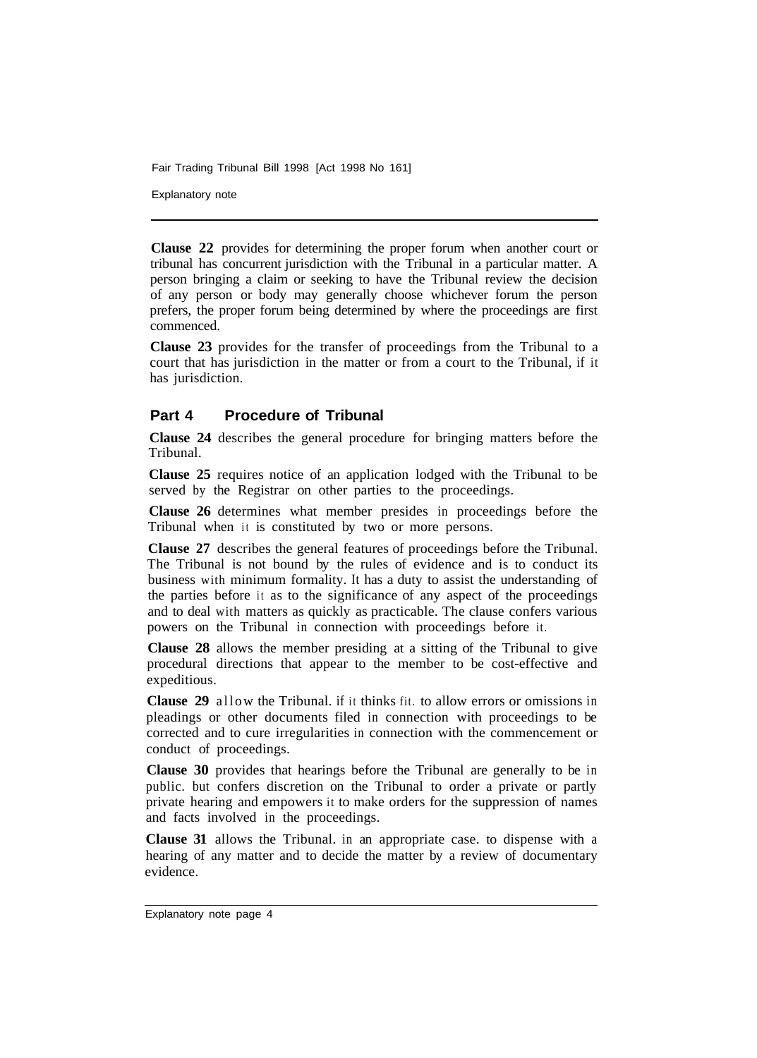**Clause 22** provides for determining the proper forum when another court or tribunal has concurrent jurisdiction with the Tribunal in a particular matter. A person bringing a claim or seeking to have the Tribunal review the decision of any person or body may generally choose whichever forum the person prefers, the proper forum being determined by where the proceedings are first commenced.

**Clause 23** provides for the transfer of proceedings from the Tribunal to a court that has jurisdiction in the matter or from a court to the Tribunal, if it has jurisdiction.

## Part 4 Procedure of Tribunal

**Clause 24** describes the general procedure for bringing matters before the Tribunal.

**Clause 25** requires notice of an application lodged with the Tribunal to be served by the Registrar on other parties to the proceedings.

**Clause 26** determines what member presides in proceedings before the Tribunal when it is constituted by two or more persons.

**Clause 27** describes the general features of proceedings before the Tribunal. The Tribunal is not bound by the rules of evidence and is to conduct its business with minimum formality. It has a duty to assist the understanding of the parties before it as to the significance of any aspect of the proceedings and to deal with matters as quickly as practicable. The clause confers various powers on the Tribunal in connection with proceedings before it.

**Clause 28** allows the member presiding at a sitting of the Tribunal to give procedural directions that appear to the member to be cost-effective and expeditious.

**Clause 29** allow the Tribunal. if it thinks fit. to allow errors or omissions in pleadings or other documents filed in connection with proceedings to be corrected and to cure irregularities in connection with the commencement or conduct of proceedings.

**Clause 30** provides that hearings before the Tribunal are generally to be in public. but confers discretion on the Tribunal to order a private or partly private hearing and empowers it to make orders for the suppression of names and facts involved in the proceedings.

**Clause 31** allows the Tribunal. in an appropriate case. to dispense with a hearing of any matter and to decide the matter by a review of documentary evidence.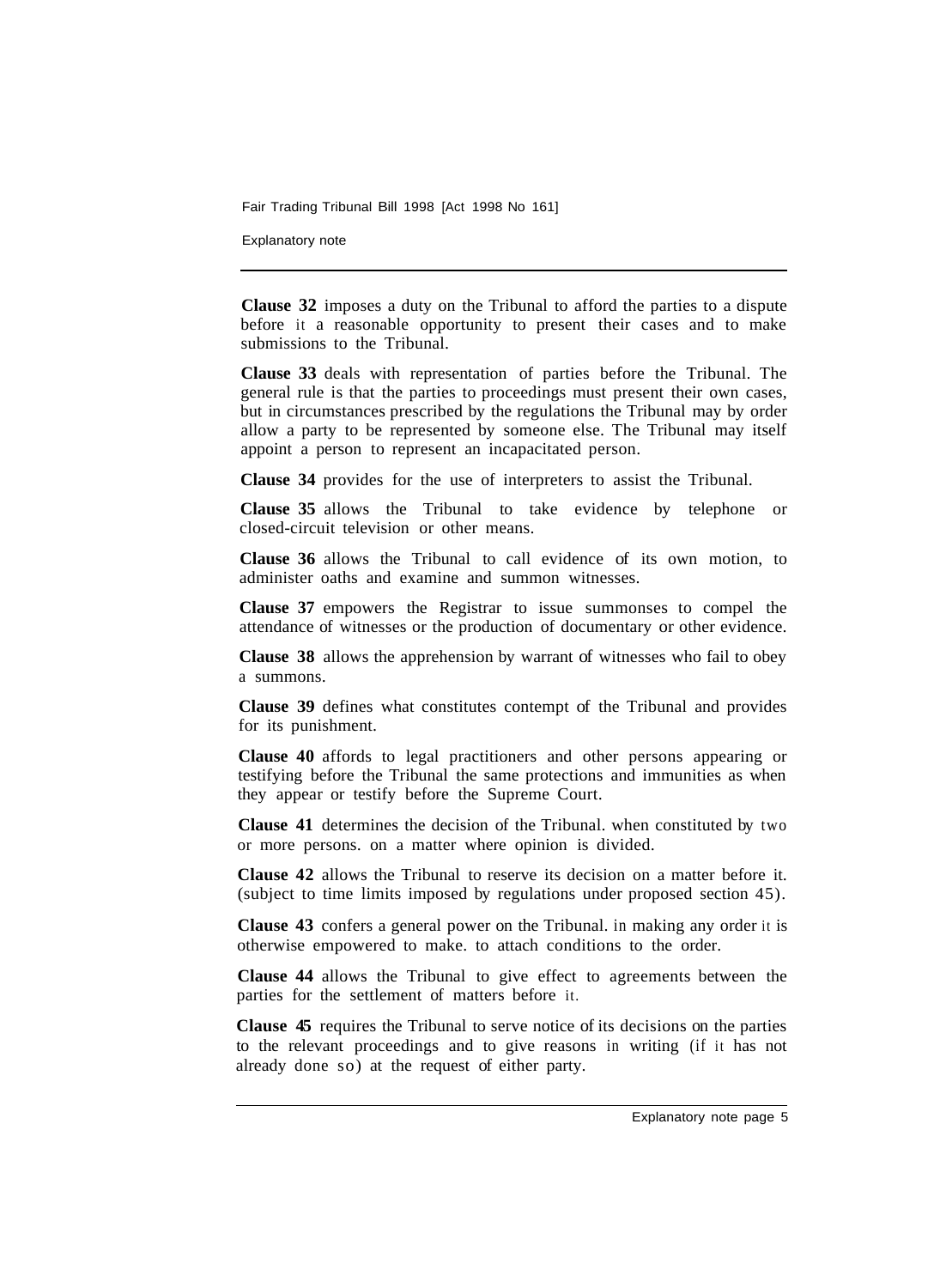**Clause 32** imposes a duty on the Tribunal to afford the parties to a dispute before it a reasonable opportunity to present their cases and to make submissions to the Tribunal.

**Clause 33** deals with representation of parties before the Tribunal. The general rule is that the parties to proceedings must present their own cases, but in circumstances prescribed by the regulations the Tribunal may by order allow a party to be represented by someone else. The Tribunal may itself appoint a person to represent an incapacitated person.

**Clause 34** provides for the use of interpreters to assist the Tribunal.

**Clause 35** allows the Tribunal to take evidence by telephone or closed-circuit television or other means.

**Clause 36** allows the Tribunal to call evidence of its own motion, to administer oaths and examine and summon witnesses.

**Clause 37** empowers the Registrar to issue summonses to compel the attendance of witnesses or the production of documentary or other evidence.

**Clause 38** allows the apprehension by warrant of witnesses who fail to obey a summons.

**Clause 39** defines what constitutes contempt of the Tribunal and provides for its punishment.

**Clause 40** affords to legal practitioners and other persons appearing or testifying before the Tribunal the same protections and immunities as when they appear or testify before the Supreme Court.

**Clause 41** determines the decision of the Tribunal. when constituted by two or more persons. on a matter where opinion is divided.

**Clause 42** allows the Tribunal to reserve its decision on a matter before it. (subject to time limits imposed by regulations under proposed section 45).

**Clause 43** confers a general power on the Tribunal. in making any order it is otherwise empowered to make. to attach conditions to the order.

**Clause 44** allows the Tribunal to give effect to agreements between the parties for the settlement of matters before it.

**Clause 45** requires the Tribunal to serve notice of its decisions on the parties to the relevant proceedings and to give reasons in writing (if it has not already done so) at the request of either party.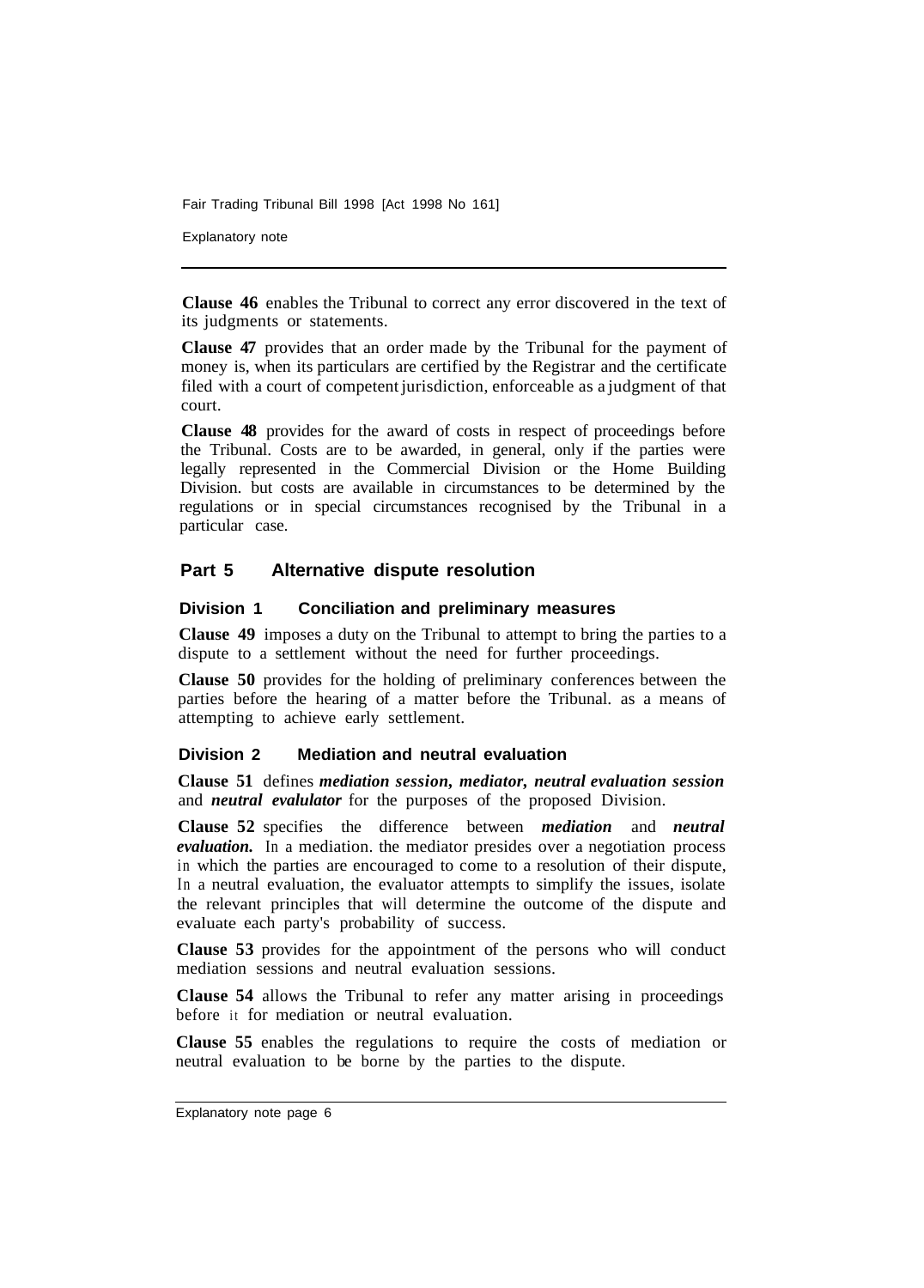**Clause 46** enables the Tribunal to correct any error discovered in the text of its judgments or statements.

**Clause 47** provides that an order made by the Tribunal for the payment of money is, when its particulars are certified by the Registrar and the certificate filed with a court of competent jurisdiction, enforceable as a judgment of that court.

**Clause 48** provides for the award of costs in respect of proceedings before the Tribunal. Costs are to be awarded, in general, only if the parties were legally represented in the Commercial Division or the Home Building Division. but costs are available in circumstances to be determined by the regulations or in special circumstances recognised by the Tribunal in a particular case.

## Part 5 Alternative dispute resolution

### Division 1 Conciliation and preliminary measures

**Clause 49** imposes a duty on the Tribunal to attempt to bring the parties to a dispute to a settlement without the need for further proceedings.

**Clause 50** provides for the holding of preliminary conferences between the parties before the hearing of a matter before the Tribunal. as a means of attempting to achieve early settlement.

### Division 2 Mediation and neutral evaluation

**Clause 51** defines ***mediation session, mediator, neutral evaluation session*** and ***neutral evalulator*** for the purposes of the proposed Division.

**Clause 52** specifies the difference between ***mediation*** and ***neutral evaluation.*** In a mediation. the mediator presides over a negotiation process in which the parties are encouraged to come to a resolution of their dispute, In a neutral evaluation, the evaluator attempts to simplify the issues, isolate the relevant principles that will determine the outcome of the dispute and evaluate each party's probability of success.

**Clause 53** provides for the appointment of the persons who will conduct mediation sessions and neutral evaluation sessions.

**Clause 54** allows the Tribunal to refer any matter arising in proceedings before it for mediation or neutral evaluation.

**Clause 55** enables the regulations to require the costs of mediation or neutral evaluation to be borne by the parties to the dispute.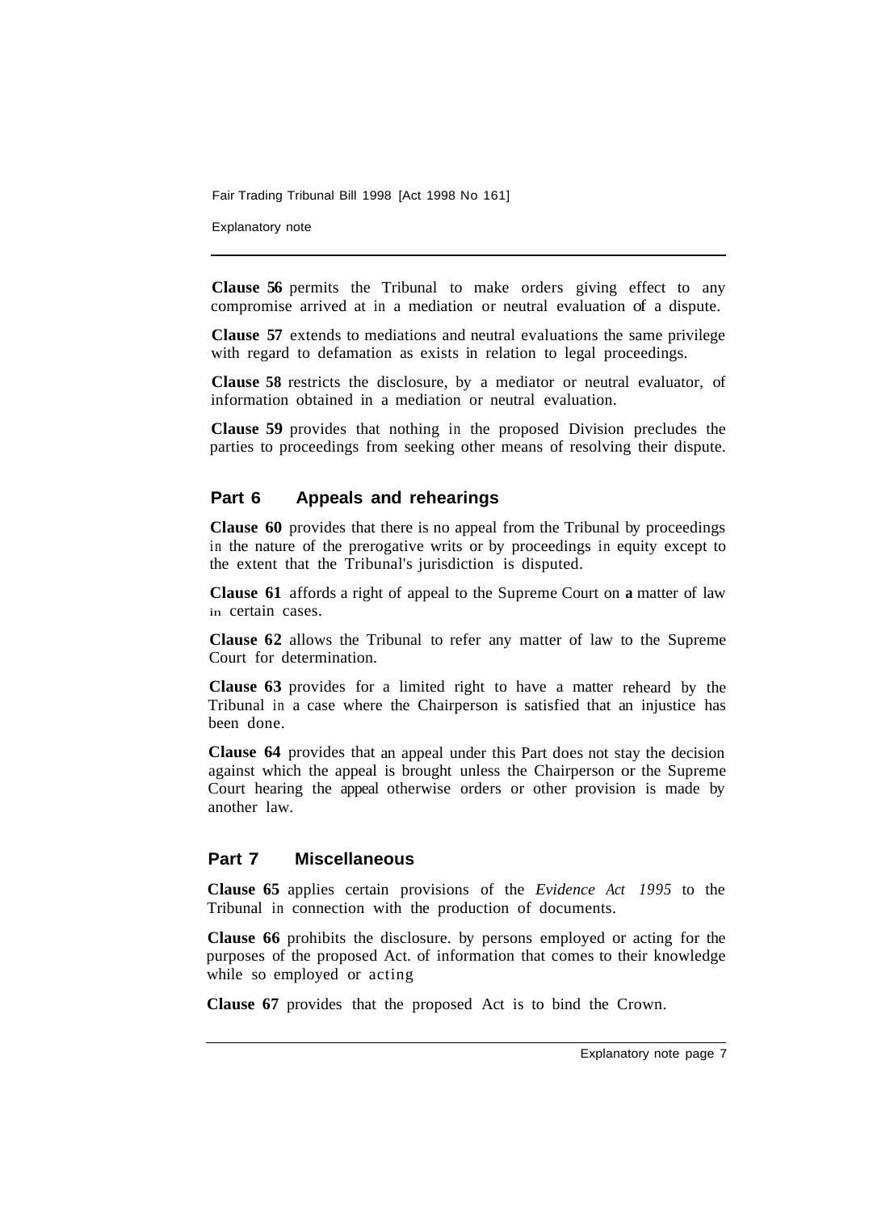**Clause 56** permits the Tribunal to make orders giving effect to any compromise arrived at in a mediation or neutral evaluation of a dispute.

**Clause 57** extends to mediations and neutral evaluations the same privilege with regard to defamation as exists in relation to legal proceedings.

**Clause 58** restricts the disclosure, by a mediator or neutral evaluator, of information obtained in a mediation or neutral evaluation.

**Clause 59** provides that nothing in the proposed Division precludes the parties to proceedings from seeking other means of resolving their dispute.

## Part 6 Appeals and rehearings

**Clause 60** provides that there is no appeal from the Tribunal by proceedings in the nature of the prerogative writs or by proceedings in equity except to the extent that the Tribunal's jurisdiction is disputed.

**Clause 61** affords a right of appeal to the Supreme Court on **a** matter of law in certain cases.

**Clause 62** allows the Tribunal to refer any matter of law to the Supreme Court for determination.

**Clause 63** provides for a limited right to have a matter reheard by the Tribunal in a case where the Chairperson is satisfied that an injustice has been done.

**Clause 64** provides that an appeal under this Part does not stay the decision against which the appeal is brought unless the Chairperson or the Supreme Court hearing the appeal otherwise orders or other provision is made by another law.

## Part 7 Miscellaneous

**Clause 65** applies certain provisions of the *Evidence Act 1995* to the Tribunal in connection with the production of documents.

**Clause 66** prohibits the disclosure. by persons employed or acting for the purposes of the proposed Act. of information that comes to their knowledge while so employed or acting

**Clause 67** provides that the proposed Act is to bind the Crown.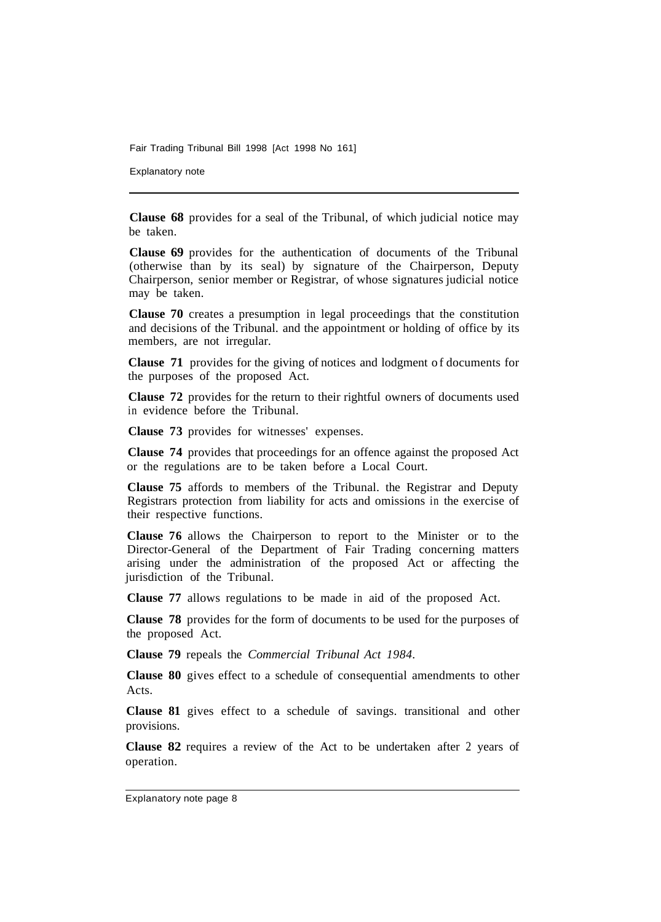**Clause 68** provides for a seal of the Tribunal, of which judicial notice may be taken.

**Clause 69** provides for the authentication of documents of the Tribunal (otherwise than by its seal) by signature of the Chairperson, Deputy Chairperson, senior member or Registrar, of whose signatures judicial notice may be taken.

**Clause 70** creates a presumption in legal proceedings that the constitution and decisions of the Tribunal. and the appointment or holding of office by its members, are not irregular.

**Clause 71** provides for the giving of notices and lodgment of documents for the purposes of the proposed Act.

**Clause 72** provides for the return to their rightful owners of documents used in evidence before the Tribunal.

**Clause 73** provides for witnesses' expenses.

**Clause 74** provides that proceedings for an offence against the proposed Act or the regulations are to be taken before a Local Court.

**Clause 75** affords to members of the Tribunal. the Registrar and Deputy Registrars protection from liability for acts and omissions in the exercise of their respective functions.

**Clause 76** allows the Chairperson to report to the Minister or to the Director-General of the Department of Fair Trading concerning matters arising under the administration of the proposed Act or affecting the jurisdiction of the Tribunal.

**Clause 77** allows regulations to be made in aid of the proposed Act.

**Clause 78** provides for the form of documents to be used for the purposes of the proposed Act.

**Clause 79** repeals the *Commercial Tribunal Act 1984*.

**Clause 80** gives effect to a schedule of consequential amendments to other Acts.

**Clause 81** gives effect to a schedule of savings. transitional and other provisions.

**Clause 82** requires a review of the Act to be undertaken after 2 years of operation.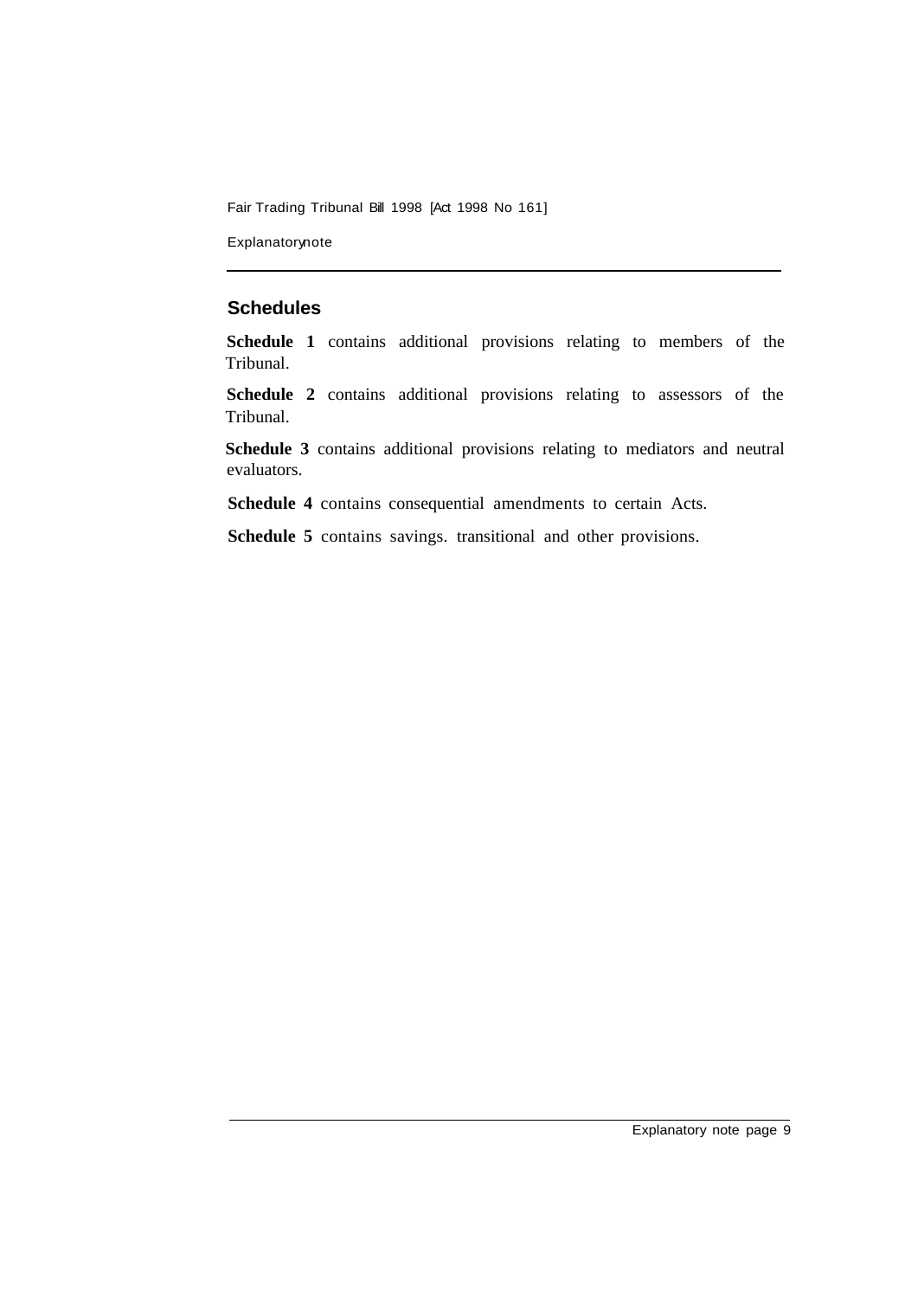## Schedules

**Schedule 1** contains additional provisions relating to members of the Tribunal.

**Schedule 2** contains additional provisions relating to assessors of the Tribunal.

**Schedule 3** contains additional provisions relating to mediators and neutral evaluators.

**Schedule 4** contains consequential amendments to certain Acts.

**Schedule 5** contains savings. transitional and other provisions.